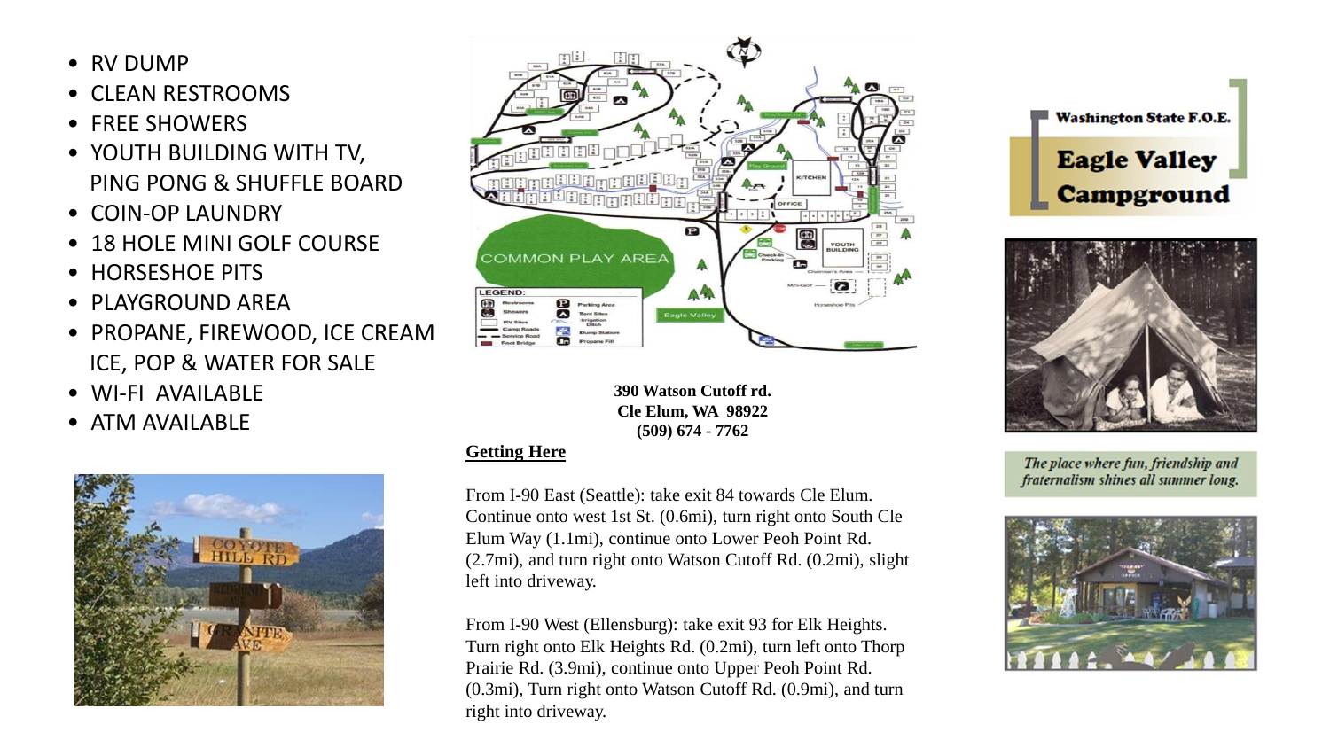- RV DUMP
- CLEAN RESTROOMS
- FREE SHOWERS
- YOUTH BUILDING WITH TV, PING PONG & SHUFFLE BOARD
- COIN-OP LAUNDRY
- 18 HOLE MINI GOLF COURSE
- HORSESHOE PITS
- PLAYGROUND AREA
- PROPANE, FIREWOOD, ICE CREAM ICE, POP & WATER FOR SALE
- WI-FI AVAILABLE
- ATM AVAILABLE

**390 Watson Cutoff rd.**
**Cle Elum, WA 98922**
**(509) 674 - 7762**

**Getting Here**

From I-90 East (Seattle): take exit 84 towards Cle Elum. Continue onto west 1st St. (0.6mi), turn right onto South Cle Elum Way (1.1mi), continue onto Lower Peoh Point Rd. (2.7mi), and turn right onto Watson Cutoff Rd. (0.2mi), slight left into driveway.

From I-90 West (Ellensburg): take exit 93 for Elk Heights. Turn right onto Elk Heights Rd. (0.2mi), turn left onto Thorp Prairie Rd. (3.9mi), continue onto Upper Peoh Point Rd. (0.3mi), Turn right onto Watson Cutoff Rd. (0.9mi), and turn right into driveway.

**Washington State F.O.E.**

# Eagle Valley Campground

*The place where fun, friendship and fraternalism shines all summer long.*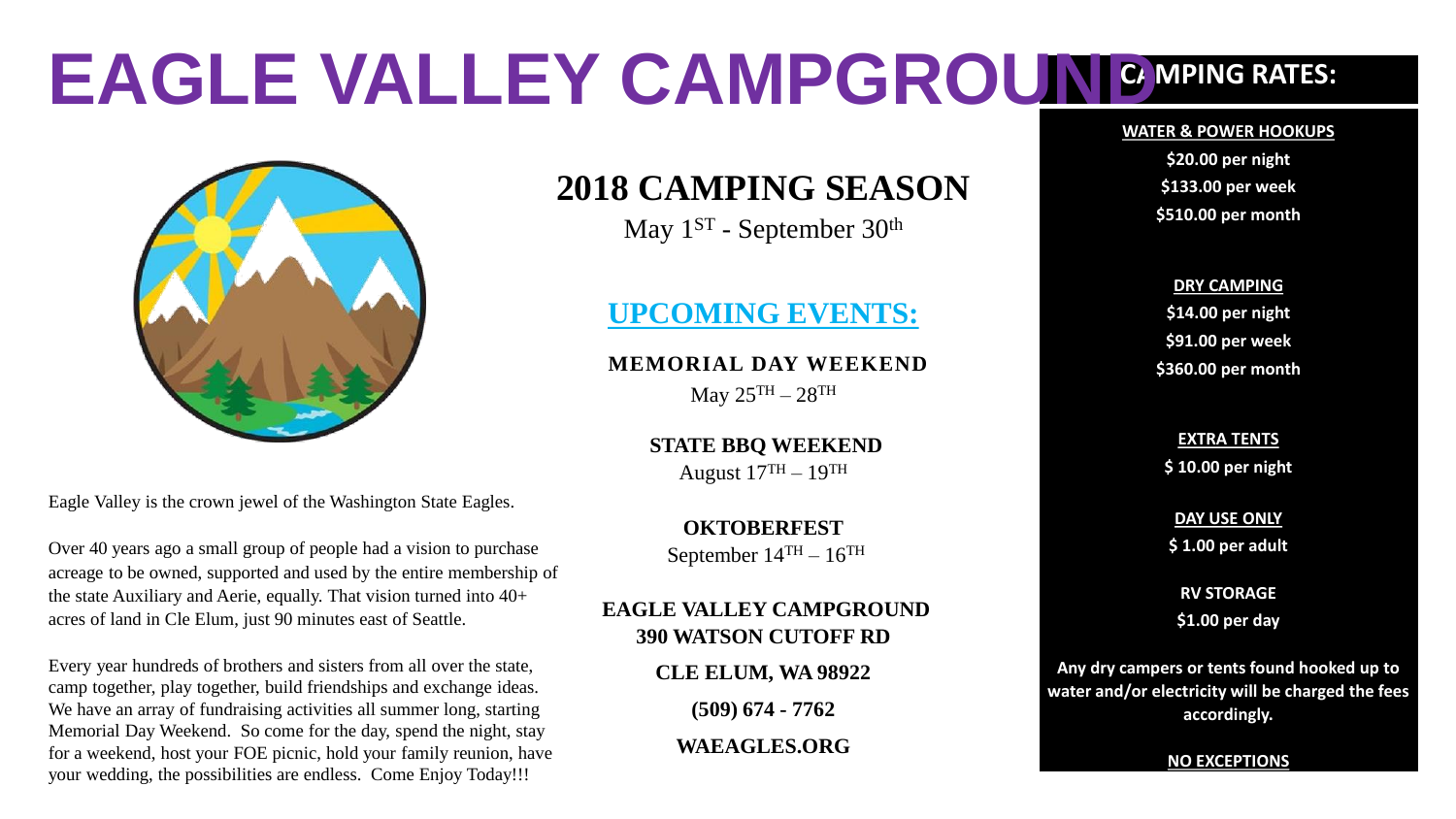# EAGLE VALLEY CAMPGROUND

Eagle Valley is the crown jewel of the Washington State Eagles.

Over 40 years ago a small group of people had a vision to purchase acreage to be owned, supported and used by the entire membership of the state Auxiliary and Aerie, equally. That vision turned into 40+ acres of land in Cle Elum, just 90 minutes east of Seattle.

Every year hundreds of brothers and sisters from all over the state, camp together, play together, build friendships and exchange ideas. We have an array of fundraising activities all summer long, starting Memorial Day Weekend. So come for the day, spend the night, stay for a weekend, host your FOE picnic, hold your family reunion, have your wedding, the possibilities are endless. Come Enjoy Today!!!

## 2018 CAMPING SEASON

May 1ST - September 30th

### UPCOMING EVENTS:

**MEMORIAL DAY WEEKEND**
May 25TH – 28TH

**STATE BBQ WEEKEND**
August 17TH – 19TH

**OKTOBERFEST**
September 14TH – 16TH

**EAGLE VALLEY CAMPGROUND**
**390 WATSON CUTOFF RD**
**CLE ELUM, WA 98922**
**(509) 674 - 7762**
**WAEAGLES.ORG**

## CAMPING RATES:

**WATER & POWER HOOKUPS**
**$20.00 per night**
**$133.00 per week**
**$510.00 per month**

**DRY CAMPING**
**$14.00 per night**
**$91.00 per week**
**$360.00 per month**

**EXTRA TENTS**
**$ 10.00 per night**

**DAY USE ONLY**
**$ 1.00 per adult**

**RV STORAGE**
**$1.00 per day**

**Any dry campers or tents found hooked up to water and/or electricity will be charged the fees accordingly.**

**NO EXCEPTIONS**